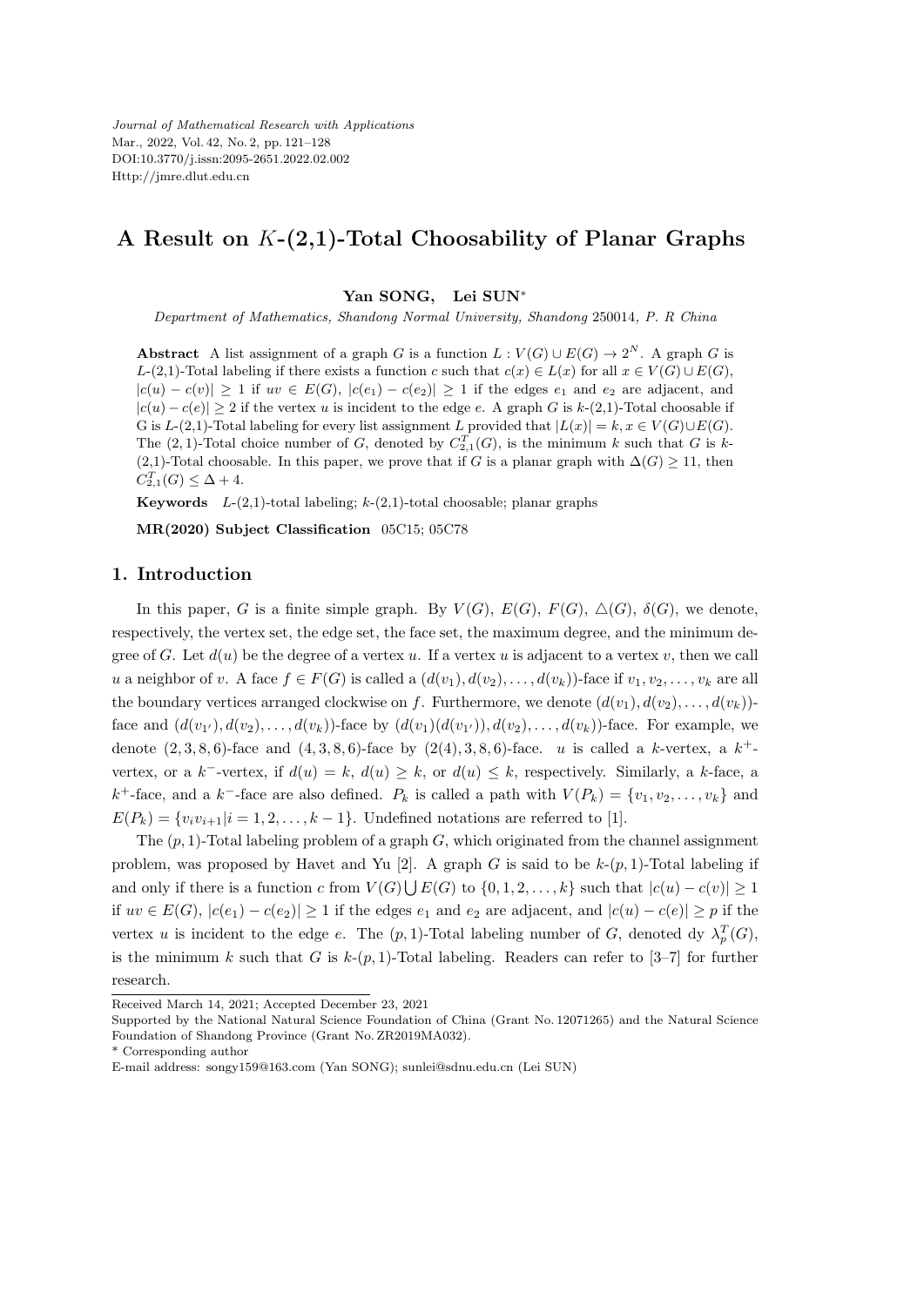# A Result on $K$-(2,1)-Total Choosability of Planar Graphs

**Yan SONG, Lei SUN***

*Department of Mathematics, Shandong Normal University, Shandong 250014, P. R China*

**Abstract** A list assignment of a graph $G$ is a function $L: V(G) \cup E(G) \to 2^N$. A graph $G$ is $L$-(2,1)-Total labeling if there exists a function $c$ such that $c(x) \in L(x)$ for all $x \in V(G) \cup E(G)$, $|c(u) - c(v)| \geq 1$ if $uv \in E(G)$, $|c(e_1) - c(e_2)| \geq 1$ if the edges $e_1$ and $e_2$ are adjacent, and $|c(u) - c(e)| \geq 2$ if the vertex $u$ is incident to the edge $e$. A graph $G$ is $k$-(2,1)-Total choosable if G is $L$-(2,1)-Total labeling for every list assignment $L$ provided that $|L(x)| = k, x \in V(G) \cup E(G)$. The $(2,1)$-Total choice number of $G$, denoted by $C^T_{2,1}(G)$, is the minimum $k$ such that $G$ is $k$-(2,1)-Total choosable. In this paper, we prove that if $G$ is a planar graph with $\Delta(G) \geq 11$, then $C^T_{2,1}(G) \leq \Delta + 4$.

**Keywords** $L$-(2,1)-total labeling; $k$-(2,1)-total choosable; planar graphs

**MR(2020) Subject Classification** 05C15; 05C78

## 1. Introduction

In this paper, $G$ is a finite simple graph. By $V(G)$, $E(G)$, $F(G)$, $\triangle(G)$, $\delta(G)$, we denote, respectively, the vertex set, the edge set, the face set, the maximum degree, and the minimum degree of $G$. Let $d(u)$ be the degree of a vertex $u$. If a vertex $u$ is adjacent to a vertex $v$, then we call $u$ a neighbor of $v$. A face $f \in F(G)$ is called a $(d(v_1), d(v_2), \ldots, d(v_k))$-face if $v_1, v_2, \ldots, v_k$ are all the boundary vertices arranged clockwise on $f$. Furthermore, we denote $(d(v_1), d(v_2), \ldots, d(v_k))$-face and $(d(v_{1'}), d(v_2), \ldots, d(v_k))$-face by $(d(v_1)(d(v_{1'})), d(v_2), \ldots, d(v_k))$-face. For example, we denote $(2,3,8,6)$-face and $(4,3,8,6)$-face by $(2(4),3,8,6)$-face. $u$ is called a $k$-vertex, a $k^+$-vertex, or a $k^-$-vertex, if $d(u) = k$, $d(u) \geq k$, or $d(u) \leq k$, respectively. Similarly, a $k$-face, a $k^+$-face, and a $k^-$-face are also defined. $P_k$ is called a path with $V(P_k) = \{v_1, v_2, \ldots, v_k\}$ and $E(P_k) = \{v_i v_{i+1} | i = 1, 2, \ldots, k-1\}$. Undefined notations are referred to [1].

The $(p,1)$-Total labeling problem of a graph $G$, which originated from the channel assignment problem, was proposed by Havet and Yu [2]. A graph $G$ is said to be $k$-$(p,1)$-Total labeling if and only if there is a function $c$ from $V(G) \bigcup E(G)$ to $\{0, 1, 2, \ldots, k\}$ such that $|c(u) - c(v)| \geq 1$ if $uv \in E(G)$, $|c(e_1) - c(e_2)| \geq 1$ if the edges $e_1$ and $e_2$ are adjacent, and $|c(u) - c(e)| \geq p$ if the vertex $u$ is incident to the edge $e$. The $(p,1)$-Total labeling number of $G$, denoted dy $\lambda^T_p(G)$, is the minimum $k$ such that $G$ is $k$-$(p,1)$-Total labeling. Readers can refer to [3–7] for further research.

Received March 14, 2021; Accepted December 23, 2021

Supported by the National Natural Science Foundation of China (Grant No. 12071265) and the Natural Science Foundation of Shandong Province (Grant No. ZR2019MA032).

\* Corresponding author

E-mail address: songy159@163.com (Yan SONG); sunlei@sdnu.edu.cn (Lei SUN)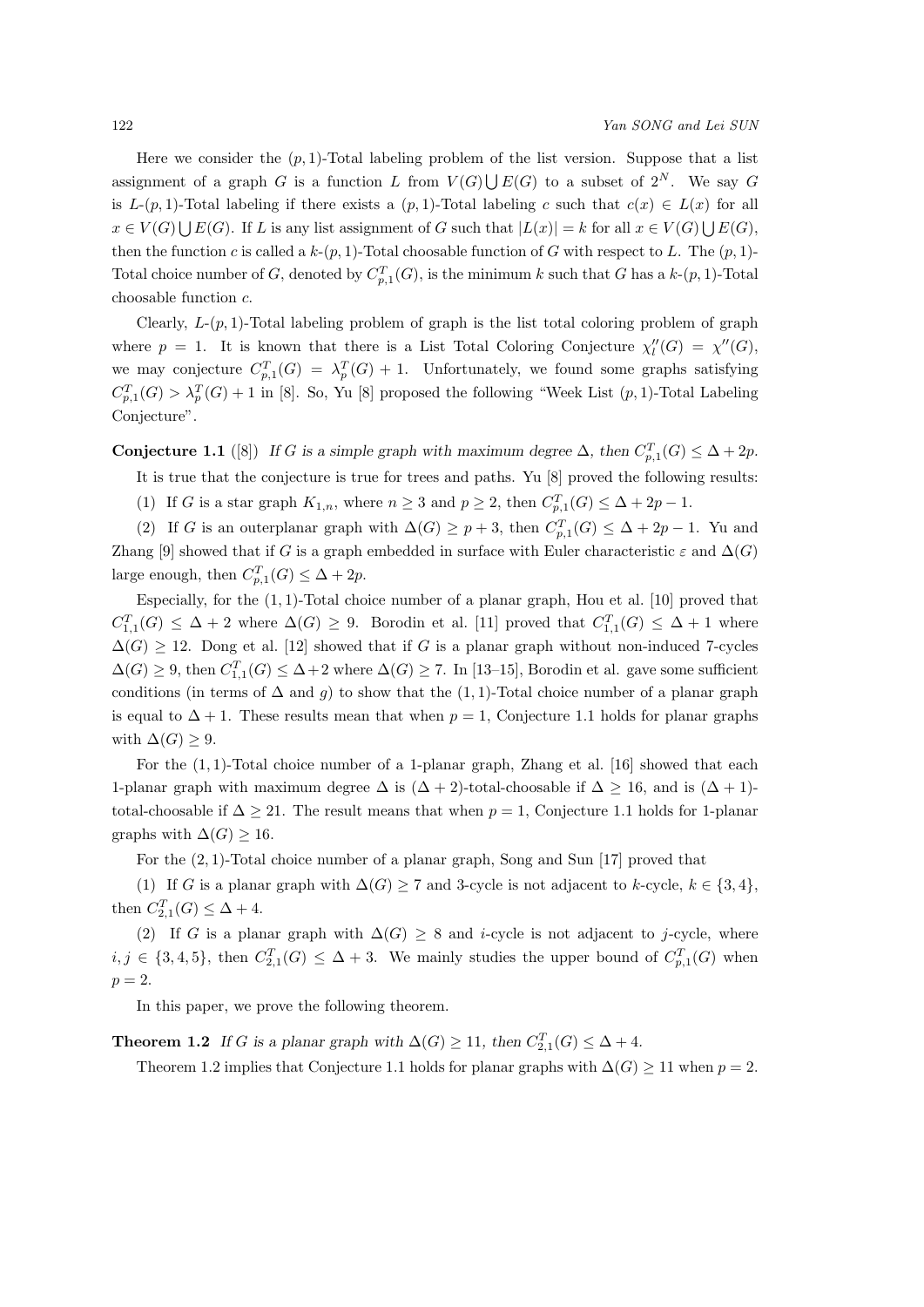Here we consider the $(p, 1)$-Total labeling problem of the list version. Suppose that a list assignment of a graph $G$ is a function $L$ from $V(G) \bigcup E(G)$ to a subset of $2^N$. We say $G$ is $L$-$(p, 1)$-Total labeling if there exists a $(p, 1)$-Total labeling $c$ such that $c(x) \in L(x)$ for all $x \in V(G) \bigcup E(G)$. If $L$ is any list assignment of $G$ such that $|L(x)| = k$ for all $x \in V(G) \bigcup E(G)$, then the function $c$ is called a $k$-$(p, 1)$-Total choosable function of $G$ with respect to $L$. The $(p, 1)$-Total choice number of $G$, denoted by $C^T_{p,1}(G)$, is the minimum $k$ such that $G$ has a $k$-$(p, 1)$-Total choosable function $c$.

Clearly, $L$-$(p, 1)$-Total labeling problem of graph is the list total coloring problem of graph where $p = 1$. It is known that there is a List Total Coloring Conjecture $\chi''_l(G) = \chi''(G)$, we may conjecture $C^T_{p,1}(G) = \lambda^T_p(G) + 1$. Unfortunately, we found some graphs satisfying $C^T_{p,1}(G) > \lambda^T_p(G) + 1$ in [8]. So, Yu [8] proposed the following "Week List $(p, 1)$-Total Labeling Conjecture".

**Conjecture 1.1** ([8]) *If $G$ is a simple graph with maximum degree $\Delta$, then $C^T_{p,1}(G) \le \Delta + 2p$.*

It is true that the conjecture is true for trees and paths. Yu [8] proved the following results:

(1) If $G$ is a star graph $K_{1,n}$, where $n \ge 3$ and $p \ge 2$, then $C^T_{p,1}(G) \le \Delta + 2p - 1$.

(2) If $G$ is an outerplanar graph with $\Delta(G) \ge p + 3$, then $C^T_{p,1}(G) \le \Delta + 2p - 1$. Yu and Zhang [9] showed that if $G$ is a graph embedded in surface with Euler characteristic $\varepsilon$ and $\Delta(G)$ large enough, then $C^T_{p,1}(G) \le \Delta + 2p$.

Especially, for the $(1, 1)$-Total choice number of a planar graph, Hou et al. [10] proved that $C^T_{1,1}(G) \le \Delta + 2$ where $\Delta(G) \ge 9$. Borodin et al. [11] proved that $C^T_{1,1}(G) \le \Delta + 1$ where $\Delta(G) \ge 12$. Dong et al. [12] showed that if $G$ is a planar graph without non-induced 7-cycles $\Delta(G) \ge 9$, then $C^T_{1,1}(G) \le \Delta + 2$ where $\Delta(G) \ge 7$. In [13–15], Borodin et al. gave some sufficient conditions (in terms of $\Delta$ and $g$) to show that the $(1, 1)$-Total choice number of a planar graph is equal to $\Delta + 1$. These results mean that when $p = 1$, Conjecture 1.1 holds for planar graphs with $\Delta(G) \ge 9$.

For the $(1, 1)$-Total choice number of a 1-planar graph, Zhang et al. [16] showed that each 1-planar graph with maximum degree $\Delta$ is $(\Delta + 2)$-total-choosable if $\Delta \ge 16$, and is $(\Delta + 1)$-total-choosable if $\Delta \ge 21$. The result means that when $p = 1$, Conjecture 1.1 holds for 1-planar graphs with $\Delta(G) \ge 16$.

For the $(2, 1)$-Total choice number of a planar graph, Song and Sun [17] proved that

(1) If $G$ is a planar graph with $\Delta(G) \ge 7$ and 3-cycle is not adjacent to $k$-cycle, $k \in \{3, 4\}$, then $C^T_{2,1}(G) \le \Delta + 4$.

(2) If $G$ is a planar graph with $\Delta(G) \ge 8$ and $i$-cycle is not adjacent to $j$-cycle, where $i, j \in \{3, 4, 5\}$, then $C^T_{2,1}(G) \le \Delta + 3$. We mainly studies the upper bound of $C^T_{p,1}(G)$ when $p = 2$.

In this paper, we prove the following theorem.

**Theorem 1.2** *If $G$ is a planar graph with $\Delta(G) \ge 11$, then $C^T_{2,1}(G) \le \Delta + 4$.*

Theorem 1.2 implies that Conjecture 1.1 holds for planar graphs with $\Delta(G) \ge 11$ when $p = 2$.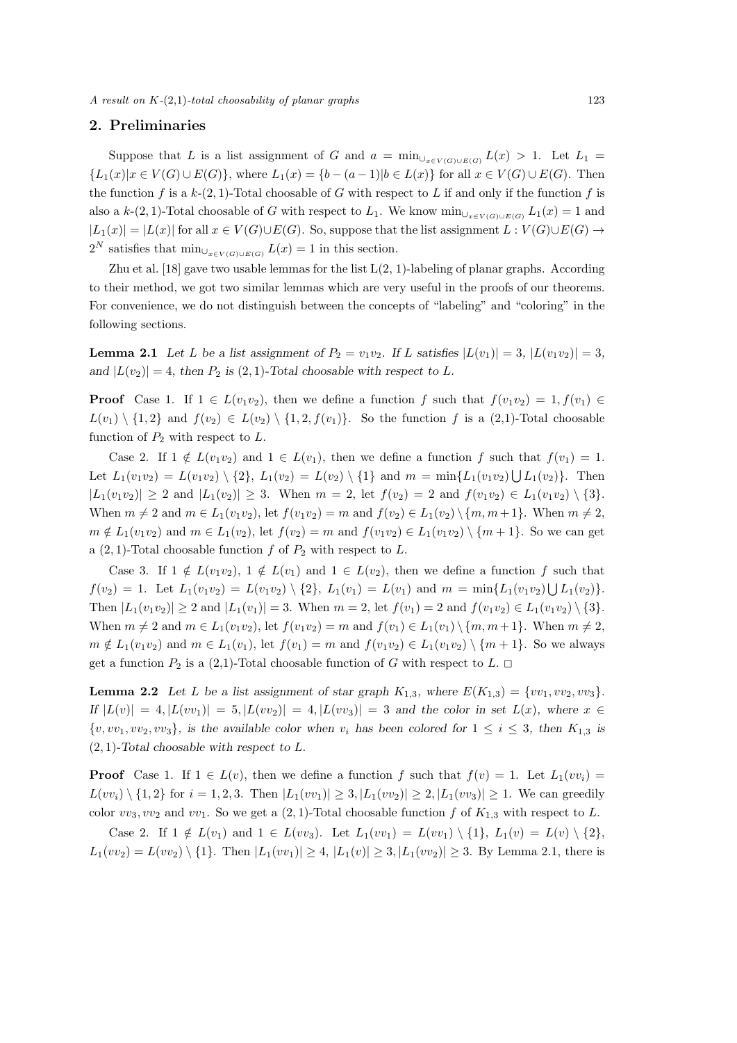## 2. Preliminaries

Suppose that $L$ is a list assignment of $G$ and $a = \min_{\cup_{x\in V(G)\cup E(G)}} L(x) > 1$. Let $L_1 = \{L_1(x)|x \in V(G) \cup E(G)\}$, where $L_1(x) = \{b-(a-1)|b \in L(x)\}$ for all $x \in V(G) \cup E(G)$. Then the function $f$ is a $k$-$(2,1)$-Total choosable of $G$ with respect to $L$ if and only if the function $f$ is also a $k$-$(2,1)$-Total choosable of $G$ with respect to $L_1$. We know $\min_{\cup_{x\in V(G)\cup E(G)}} L_1(x) = 1$ and $|L_1(x)| = |L(x)|$ for all $x \in V(G) \cup E(G)$. So, suppose that the list assignment $L : V(G) \cup E(G) \to 2^N$ satisfies that $\min_{\cup_{x\in V(G)\cup E(G)}} L(x) = 1$ in this section.

Zhu et al. [18] gave two usable lemmas for the list L(2, 1)-labeling of planar graphs. According to their method, we got two similar lemmas which are very useful in the proofs of our theorems. For convenience, we do not distinguish between the concepts of "labeling" and "coloring" in the following sections.

**Lemma 2.1** *Let $L$ be a list assignment of $P_2 = v_1v_2$. If $L$ satisfies $|L(v_1)| = 3$, $|L(v_1v_2)| = 3$, and $|L(v_2)| = 4$, then $P_2$ is $(2,1)$-Total choosable with respect to $L$.*

**Proof** Case 1. If $1 \in L(v_1v_2)$, then we define a function $f$ such that $f(v_1v_2) = 1, f(v_1) \in L(v_1) \setminus \{1,2\}$ and $f(v_2) \in L(v_2) \setminus \{1, 2, f(v_1)\}$. So the function $f$ is a (2,1)-Total choosable function of $P_2$ with respect to $L$.

Case 2. If $1 \notin L(v_1v_2)$ and $1 \in L(v_1)$, then we define a function $f$ such that $f(v_1) = 1$. Let $L_1(v_1v_2) = L(v_1v_2) \setminus \{2\}$, $L_1(v_2) = L(v_2) \setminus \{1\}$ and $m = \min\{L_1(v_1v_2) \bigcup L_1(v_2)\}$. Then $|L_1(v_1v_2)| \geq 2$ and $|L_1(v_2)| \geq 3$. When $m = 2$, let $f(v_2) = 2$ and $f(v_1v_2) \in L_1(v_1v_2) \setminus \{3\}$. When $m \neq 2$ and $m \in L_1(v_1v_2)$, let $f(v_1v_2) = m$ and $f(v_2) \in L_1(v_2) \setminus \{m, m+1\}$. When $m \neq 2$, $m \notin L_1(v_1v_2)$ and $m \in L_1(v_2)$, let $f(v_2) = m$ and $f(v_1v_2) \in L_1(v_1v_2) \setminus \{m+1\}$. So we can get a $(2,1)$-Total choosable function $f$ of $P_2$ with respect to $L$.

Case 3. If $1 \notin L(v_1v_2)$, $1 \notin L(v_1)$ and $1 \in L(v_2)$, then we define a function $f$ such that $f(v_2) = 1$. Let $L_1(v_1v_2) = L(v_1v_2) \setminus \{2\}$, $L_1(v_1) = L(v_1)$ and $m = \min\{L_1(v_1v_2) \bigcup L_1(v_2)\}$. Then $|L_1(v_1v_2)| \geq 2$ and $|L_1(v_1)| = 3$. When $m = 2$, let $f(v_1) = 2$ and $f(v_1v_2) \in L_1(v_1v_2) \setminus \{3\}$. When $m \neq 2$ and $m \in L_1(v_1v_2)$, let $f(v_1v_2) = m$ and $f(v_1) \in L_1(v_1) \setminus \{m, m+1\}$. When $m \neq 2$, $m \notin L_1(v_1v_2)$ and $m \in L_1(v_1)$, let $f(v_1) = m$ and $f(v_1v_2) \in L_1(v_1v_2) \setminus \{m+1\}$. So we always get a function $P_2$ is a (2,1)-Total choosable function of $G$ with respect to $L$. □

**Lemma 2.2** *Let $L$ be a list assignment of star graph $K_{1,3}$, where $E(K_{1,3}) = \{vv_1, vv_2, vv_3\}$. If $|L(v)| = 4, |L(vv_1)| = 5, |L(vv_2)| = 4, |L(vv_3)| = 3$ and the color in set $L(x)$, where $x \in \{v, vv_1, vv_2, vv_3\}$, is the available color when $v_i$ has been colored for $1 \leq i \leq 3$, then $K_{1,3}$ is $(2,1)$-Total choosable with respect to $L$.*

**Proof** Case 1. If $1 \in L(v)$, then we define a function $f$ such that $f(v) = 1$. Let $L_1(vv_i) = L(vv_i) \setminus \{1,2\}$ for $i = 1,2,3$. Then $|L_1(vv_1)| \geq 3, |L_1(vv_2)| \geq 2, |L_1(vv_3)| \geq 1$. We can greedily color $vv_3, vv_2$ and $vv_1$. So we get a $(2,1)$-Total choosable function $f$ of $K_{1,3}$ with respect to $L$.

Case 2. If $1 \notin L(v_1)$ and $1 \in L(vv_3)$. Let $L_1(vv_1) = L(vv_1) \setminus \{1\}$, $L_1(v) = L(v) \setminus \{2\}$, $L_1(vv_2) = L(vv_2) \setminus \{1\}$. Then $|L_1(vv_1)| \geq 4$, $|L_1(v)| \geq 3, |L_1(vv_2)| \geq 3$. By Lemma 2.1, there is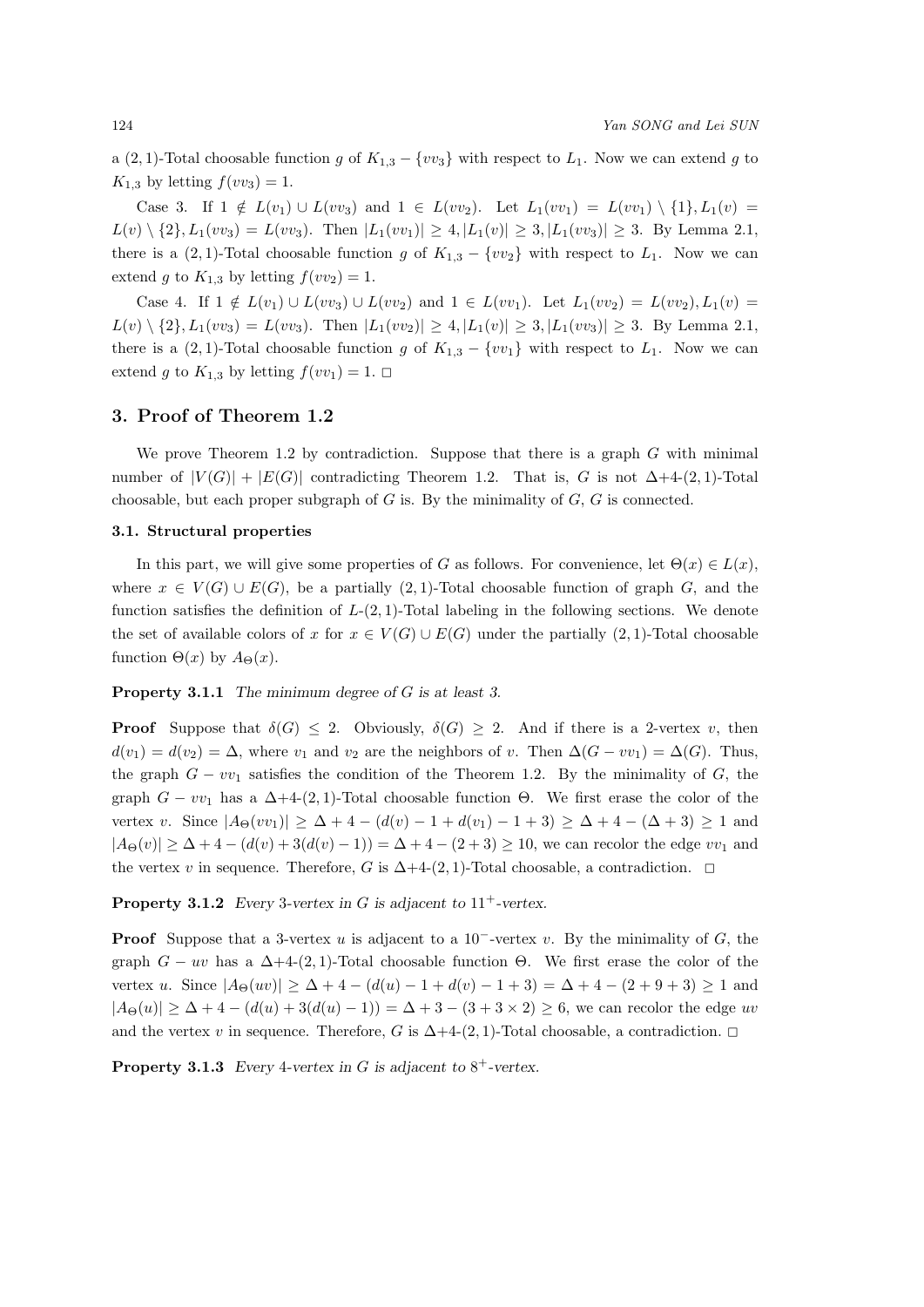a $(2,1)$-Total choosable function $g$ of $K_{1,3} - \{vv_3\}$ with respect to $L_1$. Now we can extend $g$ to $K_{1,3}$ by letting $f(vv_3) = 1$.

Case 3. If $1 \notin L(v_1) \cup L(vv_3)$ and $1 \in L(vv_2)$. Let $L_1(vv_1) = L(vv_1) \setminus \{1\}, L_1(v) = L(v) \setminus \{2\}, L_1(vv_3) = L(vv_3)$. Then $|L_1(vv_1)| \geq 4, |L_1(v)| \geq 3, |L_1(vv_3)| \geq 3$. By Lemma 2.1, there is a $(2,1)$-Total choosable function $g$ of $K_{1,3} - \{vv_2\}$ with respect to $L_1$. Now we can extend $g$ to $K_{1,3}$ by letting $f(vv_2) = 1$.

Case 4. If $1 \notin L(v_1) \cup L(vv_3) \cup L(vv_2)$ and $1 \in L(vv_1)$. Let $L_1(vv_2) = L(vv_2), L_1(v) = L(v) \setminus \{2\}, L_1(vv_3) = L(vv_3)$. Then $|L_1(vv_2)| \geq 4, |L_1(v)| \geq 3, |L_1(vv_3)| \geq 3$. By Lemma 2.1, there is a $(2,1)$-Total choosable function $g$ of $K_{1,3} - \{vv_1\}$ with respect to $L_1$. Now we can extend $g$ to $K_{1,3}$ by letting $f(vv_1) = 1$. $\square$

## 3. Proof of Theorem 1.2

We prove Theorem 1.2 by contradiction. Suppose that there is a graph $G$ with minimal number of $|V(G)| + |E(G)|$ contradicting Theorem 1.2. That is, $G$ is not $\Delta$+4-$(2,1)$-Total choosable, but each proper subgraph of $G$ is. By the minimality of $G$, $G$ is connected.

### 3.1. Structural properties

In this part, we will give some properties of $G$ as follows. For convenience, let $\Theta(x) \in L(x)$, where $x \in V(G) \cup E(G)$, be a partially $(2,1)$-Total choosable function of graph $G$, and the function satisfies the definition of $L$-$(2,1)$-Total labeling in the following sections. We denote the set of available colors of $x$ for $x \in V(G) \cup E(G)$ under the partially $(2,1)$-Total choosable function $\Theta(x)$ by $A_\Theta(x)$.

**Property 3.1.1** *The minimum degree of $G$ is at least 3.*

**Proof** Suppose that $\delta(G) \leq 2$. Obviously, $\delta(G) \geq 2$. And if there is a 2-vertex $v$, then $d(v_1) = d(v_2) = \Delta$, where $v_1$ and $v_2$ are the neighbors of $v$. Then $\Delta(G - vv_1) = \Delta(G)$. Thus, the graph $G - vv_1$ satisfies the condition of the Theorem 1.2. By the minimality of $G$, the graph $G - vv_1$ has a $\Delta$+4-$(2,1)$-Total choosable function $\Theta$. We first erase the color of the vertex $v$. Since $|A_\Theta(vv_1)| \geq \Delta + 4 - (d(v) - 1 + d(v_1) - 1 + 3) \geq \Delta + 4 - (\Delta + 3) \geq 1$ and $|A_\Theta(v)| \geq \Delta + 4 - (d(v) + 3(d(v) - 1)) = \Delta + 4 - (2 + 3) \geq 10$, we can recolor the edge $vv_1$ and the vertex $v$ in sequence. Therefore, $G$ is $\Delta$+4-$(2,1)$-Total choosable, a contradiction. $\square$

**Property 3.1.2** *Every 3-vertex in $G$ is adjacent to $11^+$-vertex.*

**Proof** Suppose that a 3-vertex $u$ is adjacent to a $10^-$-vertex $v$. By the minimality of $G$, the graph $G - uv$ has a $\Delta$+4-$(2,1)$-Total choosable function $\Theta$. We first erase the color of the vertex $u$. Since $|A_\Theta(uv)| \geq \Delta + 4 - (d(u) - 1 + d(v) - 1 + 3) = \Delta + 4 - (2 + 9 + 3) \geq 1$ and $|A_\Theta(u)| \geq \Delta + 4 - (d(u) + 3(d(u) - 1)) = \Delta + 3 - (3 + 3 \times 2) \geq 6$, we can recolor the edge $uv$ and the vertex $v$ in sequence. Therefore, $G$ is $\Delta$+4-$(2,1)$-Total choosable, a contradiction. $\square$

**Property 3.1.3** *Every 4-vertex in $G$ is adjacent to $8^+$-vertex.*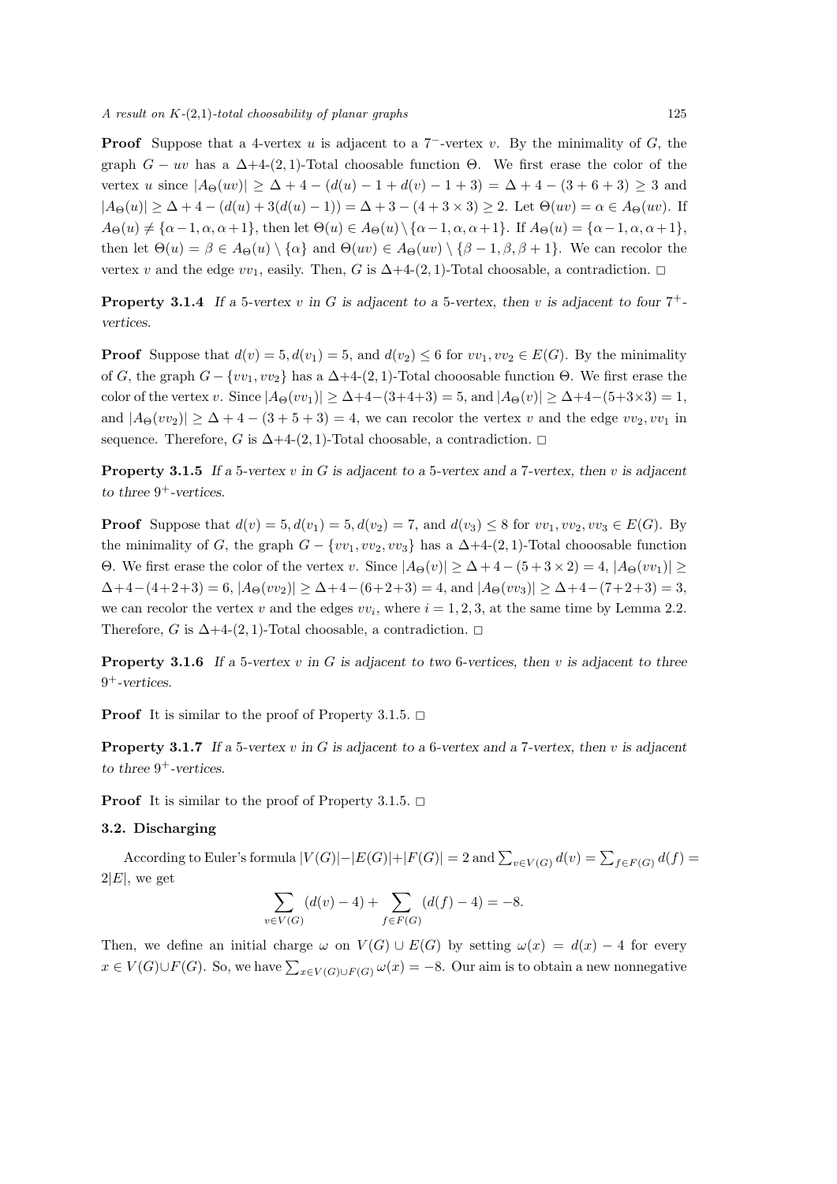**Proof** Suppose that a 4-vertex $u$ is adjacent to a $7^-$-vertex $v$. By the minimality of $G$, the graph $G - uv$ has a $\Delta$+4-$(2,1)$-Total choosable function $\Theta$. We first erase the color of the vertex $u$ since $|A_\Theta(uv)| \geq \Delta + 4 - (d(u) - 1 + d(v) - 1 + 3) = \Delta + 4 - (3 + 6 + 3) \geq 3$ and $|A_\Theta(u)| \geq \Delta + 4 - (d(u) + 3(d(u) - 1)) = \Delta + 3 - (4 + 3 \times 3) \geq 2$. Let $\Theta(uv) = \alpha \in A_\Theta(uv)$. If $A_\Theta(u) \neq \{\alpha - 1, \alpha, \alpha + 1\}$, then let $\Theta(u) \in A_\Theta(u) \setminus \{\alpha - 1, \alpha, \alpha + 1\}$. If $A_\Theta(u) = \{\alpha - 1, \alpha, \alpha + 1\}$, then let $\Theta(u) = \beta \in A_\Theta(u) \setminus \{\alpha\}$ and $\Theta(uv) \in A_\Theta(uv) \setminus \{\beta - 1, \beta, \beta + 1\}$. We can recolor the vertex $v$ and the edge $vv_1$, easily. Then, $G$ is $\Delta$+4-$(2,1)$-Total choosable, a contradiction. $\square$

**Property 3.1.4** *If a 5-vertex $v$ in $G$ is adjacent to a 5-vertex, then $v$ is adjacent to four $7^+$-vertices.*

**Proof** Suppose that $d(v) = 5, d(v_1) = 5$, and $d(v_2) \leq 6$ for $vv_1, vv_2 \in E(G)$. By the minimality of $G$, the graph $G - \{vv_1, vv_2\}$ has a $\Delta$+4-$(2,1)$-Total chooosable function $\Theta$. We first erase the color of the vertex $v$. Since $|A_\Theta(vv_1)| \geq \Delta$+4$-$(3+4+3) = 5, and $|A_\Theta(v)| \geq \Delta$+4$-$(5+3×3) = 1, and $|A_\Theta(vv_2)| \geq \Delta + 4 - (3 + 5 + 3) = 4$, we can recolor the vertex $v$ and the edge $vv_2, vv_1$ in sequence. Therefore, $G$ is $\Delta$+4-$(2,1)$-Total choosable, a contradiction. $\square$

**Property 3.1.5** *If a 5-vertex $v$ in $G$ is adjacent to a 5-vertex and a 7-vertex, then $v$ is adjacent to three $9^+$-vertices.*

**Proof** Suppose that $d(v) = 5, d(v_1) = 5, d(v_2) = 7$, and $d(v_3) \leq 8$ for $vv_1, vv_2, vv_3 \in E(G)$. By the minimality of $G$, the graph $G - \{vv_1, vv_2, vv_3\}$ has a $\Delta$+4-$(2,1)$-Total chooosable function $\Theta$. We first erase the color of the vertex $v$. Since $|A_\Theta(v)| \geq \Delta + 4 - (5 + 3 \times 2) = 4$, $|A_\Theta(vv_1)| \geq \Delta$+4$-$(4+2+3) = 6, $|A_\Theta(vv_2)| \geq \Delta$+4$-$(6+2+3) = 4, and $|A_\Theta(vv_3)| \geq \Delta$+4$-$(7+2+3) = 3, we can recolor the vertex $v$ and the edges $vv_i$, where $i = 1, 2, 3$, at the same time by Lemma 2.2. Therefore, $G$ is $\Delta$+4-$(2,1)$-Total choosable, a contradiction. $\square$

**Property 3.1.6** *If a 5-vertex $v$ in $G$ is adjacent to two 6-vertices, then $v$ is adjacent to three $9^+$-vertices.*

**Proof** It is similar to the proof of Property 3.1.5. $\square$

**Property 3.1.7** *If a 5-vertex $v$ in $G$ is adjacent to a 6-vertex and a 7-vertex, then $v$ is adjacent to three $9^+$-vertices.*

**Proof** It is similar to the proof of Property 3.1.5. $\square$

### 3.2. Discharging

According to Euler's formula $|V(G)| - |E(G)| + |F(G)| = 2$ and $\sum_{v \in V(G)} d(v) = \sum_{f \in F(G)} d(f) = 2|E|$, we get

$$\sum_{v \in V(G)} (d(v) - 4) + \sum_{f \in F(G)} (d(f) - 4) = -8.$$

Then, we define an initial charge $\omega$ on $V(G) \cup E(G)$ by setting $\omega(x) = d(x) - 4$ for every $x \in V(G) \cup F(G)$. So, we have $\sum_{x \in V(G) \cup F(G)} \omega(x) = -8$. Our aim is to obtain a new nonnegative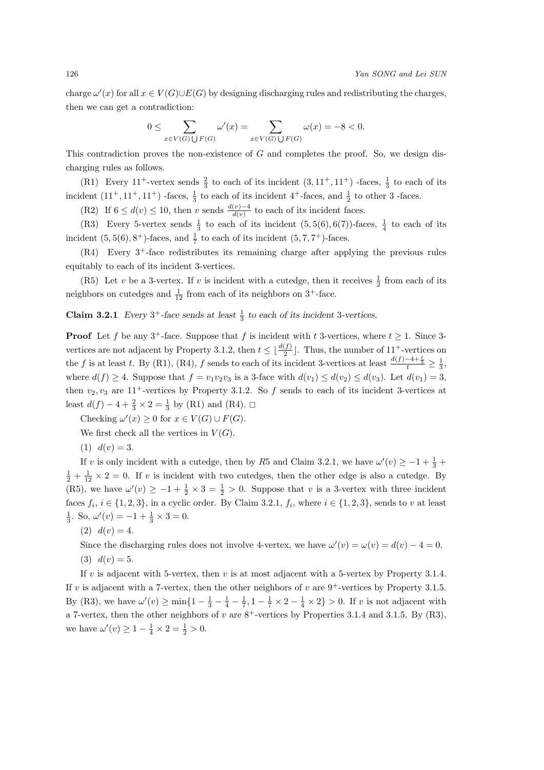charge $\omega'(x)$ for all $x \in V(G) \cup E(G)$ by designing discharging rules and redistributing the charges, then we can get a contradiction:

$$0 \leq \sum_{x \in V(G) \bigcup F(G)} \omega'(x) = \sum_{x \in V(G) \bigcup F(G)} \omega(x) = -8 < 0.$$

This contradiction proves the non-existence of $G$ and completes the proof. So, we design discharging rules as follows.

(R1) Every $11^+$-vertex sends $\frac{2}{3}$ to each of its incident $(3, 11^+, 11^+)$ -faces, $\frac{1}{3}$ to each of its incident $(11^+, 11^+, 11^+)$ -faces, $\frac{1}{3}$ to each of its incident $4^+$-faces, and $\frac{1}{2}$ to other 3 -faces.

(R2) If $6 \leq d(v) \leq 10$, then $v$ sends $\frac{d(v)-4}{d(v)}$ to each of its incident faces.

(R3) Every 5-vertex sends $\frac{1}{3}$ to each of its incident $(5, 5(6), 6(7))$-faces, $\frac{1}{4}$ to each of its incident $(5, 5(6), 8^+)$-faces, and $\frac{1}{7}$ to each of its incident $(5, 7, 7^+)$-faces.

(R4) Every $3^+$-face redistributes its remaining charge after applying the previous rules equitably to each of its incident 3-vertices.

(R5) Let $v$ be a 3-vertex. If $v$ is incident with a cutedge, then it receives $\frac{1}{2}$ from each of its neighbors on cutedges and $\frac{1}{12}$ from each of its neighbors on $3^+$-face.

**Claim 3.2.1** *Every $3^+$-face sends at least $\frac{1}{3}$ to each of its incident 3-vertices.*

**Proof** Let $f$ be any $3^+$-face. Suppose that $f$ is incident with $t$ 3-vertices, where $t \geq 1$. Since 3-vertices are not adjacent by Property 3.1.2, then $t \leq \lfloor \frac{d(f)}{2} \rfloor$. Thus, the number of $11^+$-vertices on the $f$ is at least $t$. By (R1), (R4), $f$ sends to each of its incident 3-vertices at least $\frac{d(f)-4+\frac{t}{3}}{t} \geq \frac{1}{3}$, where $d(f) \geq 4$. Suppose that $f = v_1v_2v_3$ is a 3-face with $d(v_1) \leq d(v_2) \leq d(v_3)$. Let $d(v_1) = 3$, then $v_2, v_3$ are $11^+$-vertices by Property 3.1.2. So $f$ sends to each of its incident 3-vertices at least $d(f) - 4 + \frac{2}{3} \times 2 = \frac{1}{3}$ by (R1) and (R4). $\square$

Checking $\omega'(x) \geq 0$ for $x \in V(G) \cup F(G)$.

We first check all the vertices in $V(G)$.

(1) $d(v) = 3$.

If $v$ is only incident with a cutedge, then by $R5$ and Claim 3.2.1, we have $\omega'(v) \geq -1 + \frac{1}{3} + \frac{1}{2} + \frac{1}{12} \times 2 = 0$. If $v$ is incident with two cutedges, then the other edge is also a cutedge. By (R5), we have $\omega'(v) \geq -1 + \frac{1}{2} \times 3 = \frac{1}{2} > 0$. Suppose that $v$ is a 3-vertex with three incident faces $f_i$, $i \in \{1, 2, 3\}$, in a cyclic order. By Claim 3.2.1, $f_i$, where $i \in \{1, 2, 3\}$, sends to $v$ at least $\frac{1}{3}$. So, $\omega'(v) = -1 + \frac{1}{3} \times 3 = 0$.

(2) $d(v) = 4$.

Since the discharging rules does not involve 4-vertex, we have $\omega'(v) = \omega(v) = d(v) - 4 = 0$.

(3) $d(v) = 5$.

If $v$ is adjacent with 5-vertex, then $v$ is at most adjacent with a 5-vertex by Property 3.1.4. If $v$ is adjacent with a 7-vertex, then the other neighbors of $v$ are $9^+$-vertices by Property 3.1.5. By (R3), we have $\omega'(v) \geq \min\{1 - \frac{1}{3} - \frac{1}{4} - \frac{1}{7}, 1 - \frac{1}{7} \times 2 - \frac{1}{4} \times 2\} > 0$. If $v$ is not adjacent with a 7-vertex, then the other neighbors of $v$ are $8^+$-vertices by Properties 3.1.4 and 3.1.5. By (R3), we have $\omega'(v) \geq 1 - \frac{1}{4} \times 2 = \frac{1}{2} > 0$.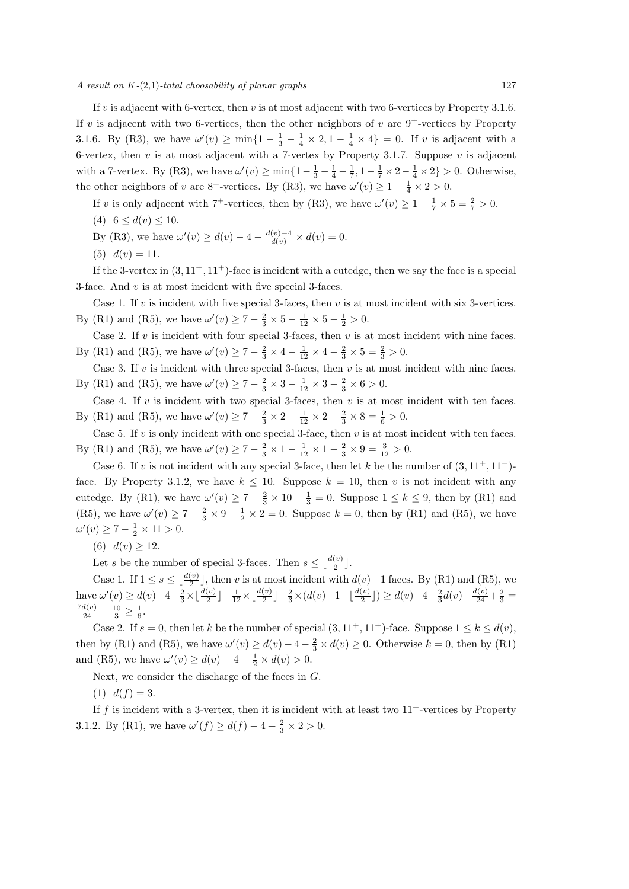If $v$ is adjacent with 6-vertex, then $v$ is at most adjacent with two 6-vertices by Property 3.1.6. If $v$ is adjacent with two 6-vertices, then the other neighbors of $v$ are $9^+$-vertices by Property 3.1.6. By (R3), we have $\omega'(v) \geq \min\{1 - \frac{1}{3} - \frac{1}{4} \times 2, 1 - \frac{1}{4} \times 4\} = 0$. If $v$ is adjacent with a 6-vertex, then $v$ is at most adjacent with a 7-vertex by Property 3.1.7. Suppose $v$ is adjacent with a 7-vertex. By (R3), we have $\omega'(v) \geq \min\{1 - \frac{1}{3} - \frac{1}{4} - \frac{1}{7}, 1 - \frac{1}{7} \times 2 - \frac{1}{4} \times 2\} > 0$. Otherwise, the other neighbors of $v$ are $8^+$-vertices. By (R3), we have $\omega'(v) \geq 1 - \frac{1}{4} \times 2 > 0$.

If $v$ is only adjacent with $7^+$-vertices, then by (R3), we have $\omega'(v) \geq 1 - \frac{1}{7} \times 5 = \frac{2}{7} > 0$.

(4) $6 \leq d(v) \leq 10$.

By (R3), we have $\omega'(v) \geq d(v) - 4 - \frac{d(v)-4}{d(v)} \times d(v) = 0$.

(5) $d(v) = 11$.

If the 3-vertex in $(3, 11^+, 11^+)$-face is incident with a cutedge, then we say the face is a special 3-face. And $v$ is at most incident with five special 3-faces.

Case 1. If $v$ is incident with five special 3-faces, then $v$ is at most incident with six 3-vertices. By (R1) and (R5), we have $\omega'(v) \geq 7 - \frac{2}{3} \times 5 - \frac{1}{12} \times 5 - \frac{1}{2} > 0$.

Case 2. If $v$ is incident with four special 3-faces, then $v$ is at most incident with nine faces. By (R1) and (R5), we have $\omega'(v) \geq 7 - \frac{2}{3} \times 4 - \frac{1}{12} \times 4 - \frac{2}{3} \times 5 = \frac{2}{3} > 0$.

Case 3. If $v$ is incident with three special 3-faces, then $v$ is at most incident with nine faces. By (R1) and (R5), we have $\omega'(v) \geq 7 - \frac{2}{3} \times 3 - \frac{1}{12} \times 3 - \frac{2}{3} \times 6 > 0$.

Case 4. If $v$ is incident with two special 3-faces, then $v$ is at most incident with ten faces. By (R1) and (R5), we have $\omega'(v) \geq 7 - \frac{2}{3} \times 2 - \frac{1}{12} \times 2 - \frac{2}{3} \times 8 = \frac{1}{6} > 0$.

Case 5. If $v$ is only incident with one special 3-face, then $v$ is at most incident with ten faces. By (R1) and (R5), we have $\omega'(v) \geq 7 - \frac{2}{3} \times 1 - \frac{1}{12} \times 1 - \frac{2}{3} \times 9 = \frac{3}{12} > 0$.

Case 6. If $v$ is not incident with any special 3-face, then let $k$ be the number of $(3, 11^+, 11^+)$-face. By Property 3.1.2, we have $k \leq 10$. Suppose $k = 10$, then $v$ is not incident with any cutedge. By (R1), we have $\omega'(v) \geq 7 - \frac{2}{3} \times 10 - \frac{1}{3} = 0$. Suppose $1 \leq k \leq 9$, then by (R1) and (R5), we have $\omega'(v) \geq 7 - \frac{2}{3} \times 9 - \frac{1}{2} \times 2 = 0$. Suppose $k = 0$, then by (R1) and (R5), we have $\omega'(v) \geq 7 - \frac{1}{2} \times 11 > 0$.

(6) $d(v) \geq 12$.

Let $s$ be the number of special 3-faces. Then $s \leq \lfloor \frac{d(v)}{2} \rfloor$.

Case 1. If $1 \leq s \leq \lfloor \frac{d(v)}{2} \rfloor$, then $v$ is at most incident with $d(v)-1$ faces. By (R1) and (R5), we have $\omega'(v) \geq d(v) - 4 - \frac{2}{3} \times \lfloor \frac{d(v)}{2} \rfloor - \frac{1}{12} \times \lfloor \frac{d(v)}{2} \rfloor - \frac{2}{3} \times (d(v) - 1 - \lfloor \frac{d(v)}{2} \rfloor) \geq d(v) - 4 - \frac{2}{3} d(v) - \frac{d(v)}{24} + \frac{2}{3} = \frac{7d(v)}{24} - \frac{10}{3} \geq \frac{1}{6}$.

Case 2. If $s = 0$, then let $k$ be the number of special $(3, 11^+, 11^+)$-face. Suppose $1 \leq k \leq d(v)$, then by (R1) and (R5), we have $\omega'(v) \geq d(v) - 4 - \frac{2}{3} \times d(v) \geq 0$. Otherwise $k = 0$, then by (R1) and (R5), we have $\omega'(v) \geq d(v) - 4 - \frac{1}{2} \times d(v) > 0$.

Next, we consider the discharge of the faces in $G$.

(1) $d(f) = 3$.

If $f$ is incident with a 3-vertex, then it is incident with at least two $11^+$-vertices by Property 3.1.2. By (R1), we have $\omega'(f) \geq d(f) - 4 + \frac{2}{3} \times 2 > 0$.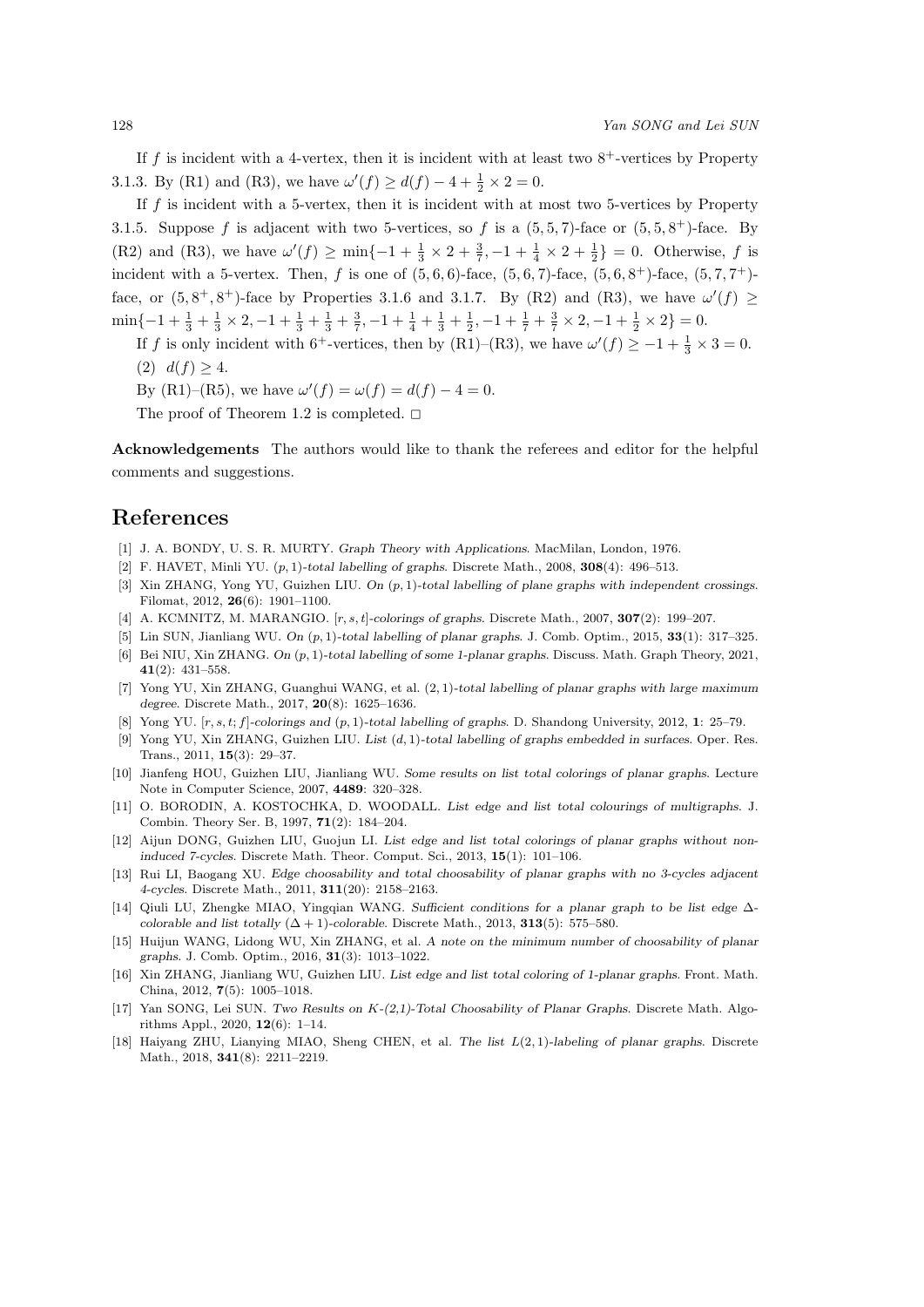If $f$ is incident with a 4-vertex, then it is incident with at least two $8^+$-vertices by Property 3.1.3. By (R1) and (R3), we have $\omega'(f) \geq d(f) - 4 + \frac{1}{2} \times 2 = 0$.

If $f$ is incident with a 5-vertex, then it is incident with at most two 5-vertices by Property 3.1.5. Suppose $f$ is adjacent with two 5-vertices, so $f$ is a $(5,5,7)$-face or $(5,5,8^+)$-face. By (R2) and (R3), we have $\omega'(f) \geq \min\{-1 + \frac{1}{3} \times 2 + \frac{3}{7}, -1 + \frac{1}{4} \times 2 + \frac{1}{2}\} = 0$. Otherwise, $f$ is incident with a 5-vertex. Then, $f$ is one of $(5,6,6)$-face, $(5,6,7)$-face, $(5,6,8^+)$-face, $(5,7,7^+)$-face, or $(5,8^+,8^+)$-face by Properties 3.1.6 and 3.1.7. By (R2) and (R3), we have $\omega'(f) \geq \min\{-1 + \frac{1}{3} + \frac{1}{3} \times 2, -1 + \frac{1}{3} + \frac{1}{3} + \frac{3}{7}, -1 + \frac{1}{4} + \frac{1}{3} + \frac{1}{2}, -1 + \frac{1}{7} + \frac{3}{7} \times 2, -1 + \frac{1}{2} \times 2\} = 0$.

If $f$ is only incident with $6^+$-vertices, then by (R1)–(R3), we have $\omega'(f) \geq -1 + \frac{1}{3} \times 3 = 0$.

(2) $d(f) \geq 4$.

By (R1)–(R5), we have $\omega'(f) = \omega(f) = d(f) - 4 = 0$.

The proof of Theorem 1.2 is completed. □

**Acknowledgements** The authors would like to thank the referees and editor for the helpful comments and suggestions.

## References

[1] J. A. BONDY, U. S. R. MURTY. *Graph Theory with Applications*. MacMilan, London, 1976.

[2] F. HAVET, Minli YU. *$(p,1)$-total labelling of graphs*. Discrete Math., 2008, **308**(4): 496–513.

[3] Xin ZHANG, Yong YU, Guizhen LIU. *On $(p,1)$-total labelling of plane graphs with independent crossings*. Filomat, 2012, **26**(6): 1901–1100.

[4] A. KCMNITZ, M. MARANGIO. *$[r,s,t]$-colorings of graphs*. Discrete Math., 2007, **307**(2): 199–207.

[5] Lin SUN, Jianliang WU. *On $(p,1)$-total labelling of planar graphs*. J. Comb. Optim., 2015, **33**(1): 317–325.

[6] Bei NIU, Xin ZHANG. *On $(p,1)$-total labelling of some 1-planar graphs*. Discuss. Math. Graph Theory, 2021, **41**(2): 431–558.

[7] Yong YU, Xin ZHANG, Guanghui WANG, et al. *$(2,1)$-total labelling of planar graphs with large maximum degree*. Discrete Math., 2017, **20**(8): 1625–1636.

[8] Yong YU. *$[r,s,t;f]$-colorings and $(p,1)$-total labelling of graphs*. D. Shandong University, 2012, **1**: 25–79.

[9] Yong YU, Xin ZHANG, Guizhen LIU. *List $(d,1)$-total labelling of graphs embedded in surfaces*. Oper. Res. Trans., 2011, **15**(3): 29–37.

[10] Jianfeng HOU, Guizhen LIU, Jianliang WU. *Some results on list total colorings of planar graphs*. Lecture Note in Computer Science, 2007, **4489**: 320–328.

[11] O. BORODIN, A. KOSTOCHKA, D. WOODALL. *List edge and list total colourings of multigraphs*. J. Combin. Theory Ser. B, 1997, **71**(2): 184–204.

[12] Aijun DONG, Guizhen LIU, Guojun LI. *List edge and list total colorings of planar graphs without non-induced 7-cycles*. Discrete Math. Theor. Comput. Sci., 2013, **15**(1): 101–106.

[13] Rui LI, Baogang XU. *Edge choosability and total choosability of planar graphs with no 3-cycles adjacent 4-cycles*. Discrete Math., 2011, **311**(20): 2158–2163.

[14] Qiuli LU, Zhengke MIAO, Yingqian WANG. *Sufficient conditions for a planar graph to be list edge $\Delta$-colorable and list totally $(\Delta+1)$-colorable*. Discrete Math., 2013, **313**(5): 575–580.

[15] Huijun WANG, Lidong WU, Xin ZHANG, et al. *A note on the minimum number of choosability of planar graphs*. J. Comb. Optim., 2016, **31**(3): 1013–1022.

[16] Xin ZHANG, Jianliang WU, Guizhen LIU. *List edge and list total coloring of 1-planar graphs*. Front. Math. China, 2012, **7**(5): 1005–1018.

[17] Yan SONG, Lei SUN. *Two Results on K-(2,1)-Total Choosability of Planar Graphs*. Discrete Math. Algorithms Appl., 2020, **12**(6): 1–14.

[18] Haiyang ZHU, Lianying MIAO, Sheng CHEN, et al. *The list $L(2,1)$-labeling of planar graphs*. Discrete Math., 2018, **341**(8): 2211–2219.